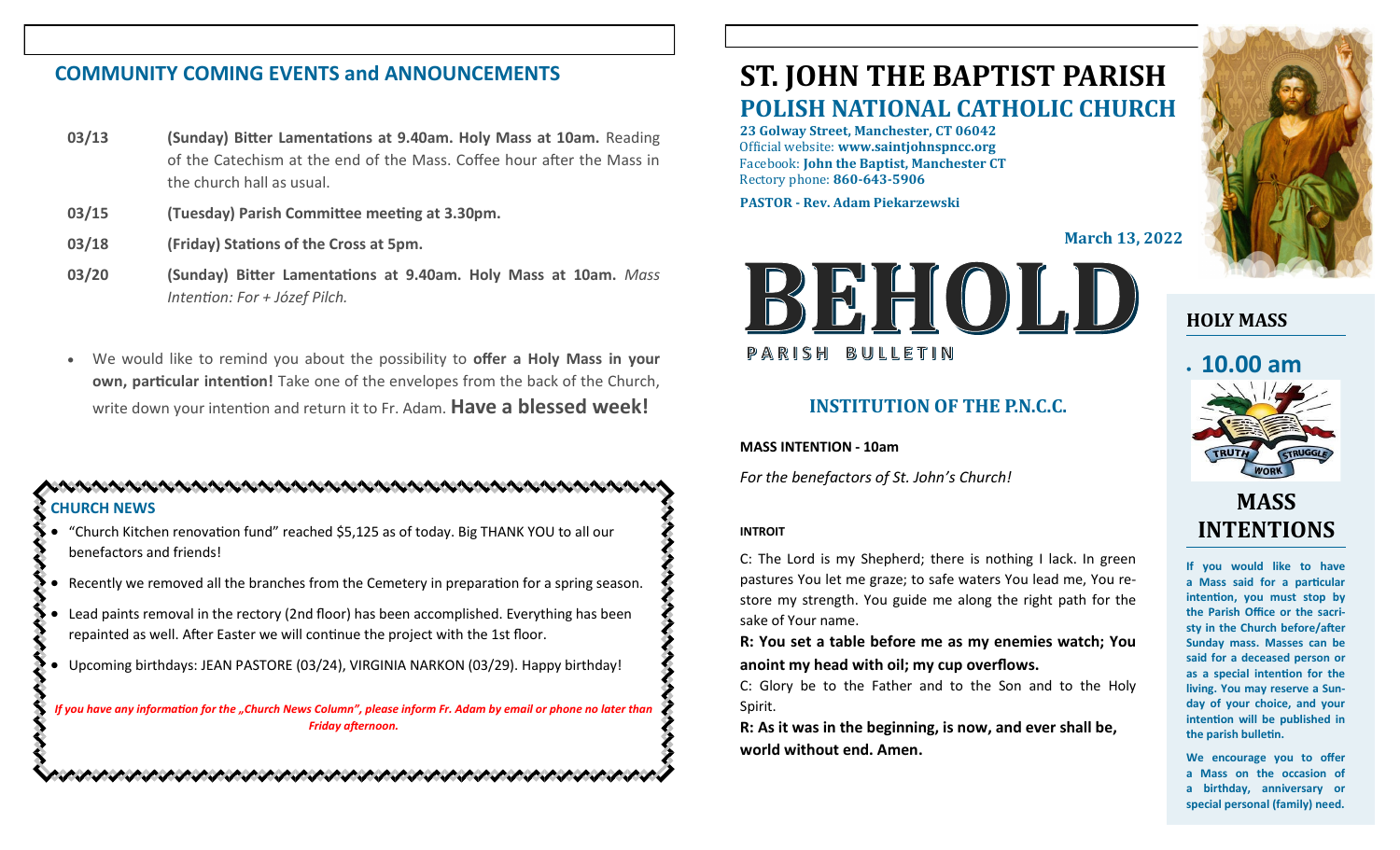## COMMUNITY COMING EVENTS and ANNOUNCEMENTS

- **03/13** — **(Sunday) Bitter Lamentations at 9.40am. Holy Mass at 10am.** Reading of the Catechism at the end of the Mass. Coffee hour after the Mass in the church hall as usual.
- **03/15** — **(Tuesday) Parish Committee meeting at 3.30pm.**
- **03/18** — **(Friday) Stations of the Cross at 5pm.**
- **03/20** — **(Sunday) Bitter Lamentations at 9.40am. Holy Mass at 10am.** *Mass Intention: For + Józef Pilch.*

- We would like to remind you about the possibility to **offer a Holy Mass in your own, particular intention!** Take one of the envelopes from the back of the Church, write down your intention and return it to Fr. Adam. **Have a blessed week!**

### CHURCH NEWS

- "Church Kitchen renovation fund" reached $5,125 as of today. Big THANK YOU to all our benefactors and friends!
- Recently we removed all the branches from the Cemetery in preparation for a spring season.
- Lead paints removal in the rectory (2nd floor) has been accomplished. Everything has been repainted as well. After Easter we will continue the project with the 1st floor.
- Upcoming birthdays: JEAN PASTORE (03/24), VIRGINIA NARKON (03/29). Happy birthday!

***If you have any information for the „Church News Column", please inform Fr. Adam by email or phone no later than Friday afternoon.***

# ST. JOHN THE BAPTIST PARISH
## POLISH NATIONAL CATHOLIC CHURCH

**23 Golway Street, Manchester, CT 06042**
Official website: **www.saintjohnspncc.org**
Facebook: **John the Baptist, Manchester CT**
Rectory phone: **860-643-5906**

**PASTOR - Rev. Adam Piekarzewski**

**March 13, 2022**

# BEHOLD
PARISH BULLETIN

## INSTITUTION OF THE P.N.C.C.

**MASS INTENTION - 10am**

*For the benefactors of St. John's Church!*

**INTROIT**

C: The Lord is my Shepherd; there is nothing I lack. In green pastures You let me graze; to safe waters You lead me, You restore my strength. You guide me along the right path for the sake of Your name.

**R: You set a table before me as my enemies watch; You anoint my head with oil; my cup overflows.**

C: Glory be to the Father and to the Son and to the Holy Spirit.

**R: As it was in the beginning, is now, and ever shall be, world without end. Amen.**

### HOLY MASS

- **10.00 am**

TRUTH · WORK · STRUGGLE

### MASS INTENTIONS

**If you would like to have a Mass said for a particular intention, you must stop by the Parish Office or the sacristy in the Church before/after Sunday mass. Masses can be said for a deceased person or as a special intention for the living. You may reserve a Sunday of your choice, and your intention will be published in the parish bulletin.**

**We encourage you to offer a Mass on the occasion of a birthday, anniversary or special personal (family) need.**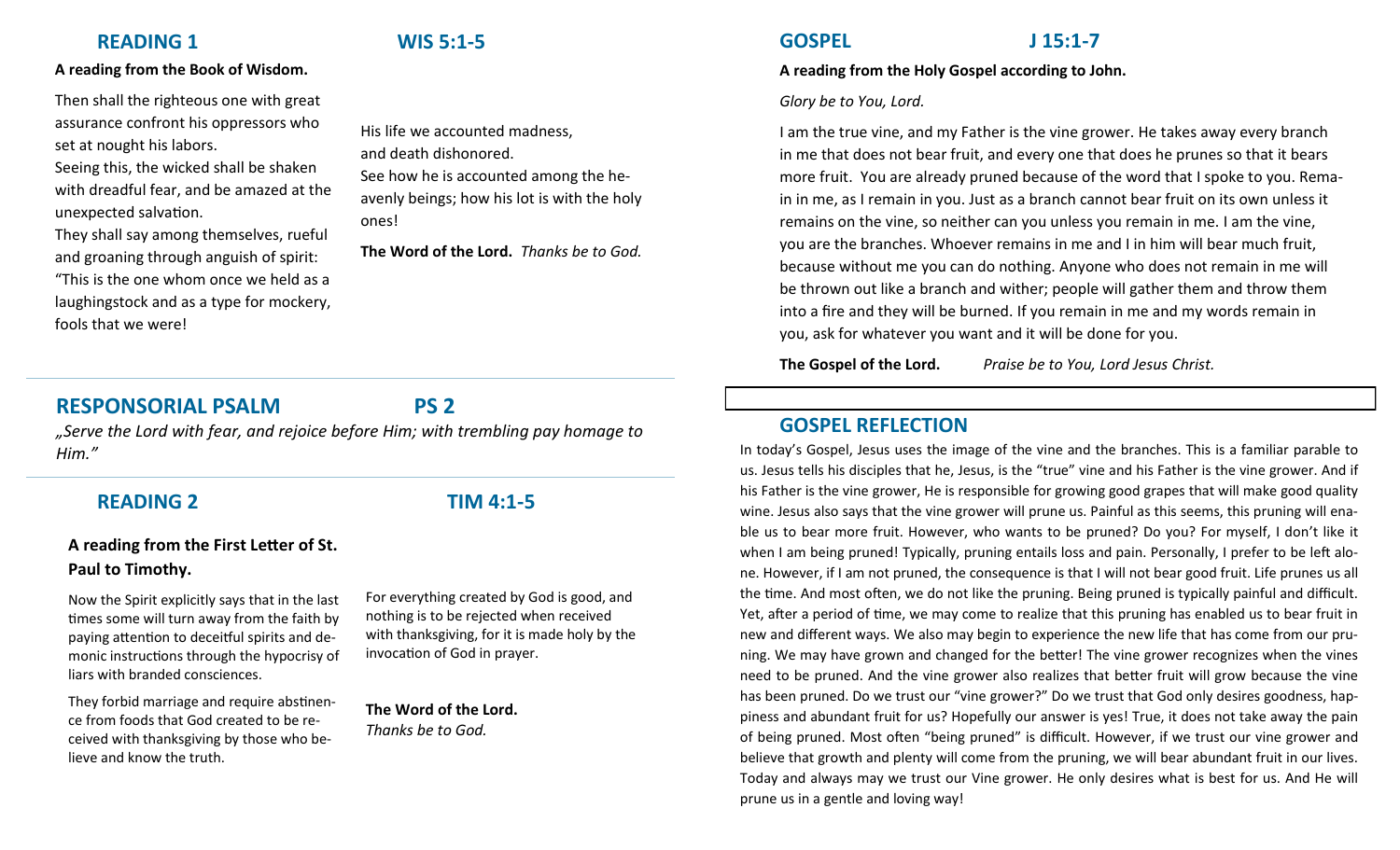## READING 1 WIS 5:1-5

**A reading from the Book of Wisdom.**

Then shall the righteous one with great assurance confront his oppressors who set at nought his labors.
Seeing this, the wicked shall be shaken with dreadful fear, and be amazed at the unexpected salvation.
They shall say among themselves, rueful and groaning through anguish of spirit: "This is the one whom once we held as a laughingstock and as a type for mockery, fools that we were!

His life we accounted madness, and death dishonored.
See how he is accounted among the heavenly beings; how his lot is with the holy ones!

**The Word of the Lord.** *Thanks be to God.*

## RESPONSORIAL PSALM PS 2

*„Serve the Lord with fear, and rejoice before Him; with trembling pay homage to Him."*

## READING 2 TIM 4:1-5

**A reading from the First Letter of St. Paul to Timothy.**

Now the Spirit explicitly says that in the last times some will turn away from the faith by paying attention to deceitful spirits and demonic instructions through the hypocrisy of liars with branded consciences.

They forbid marriage and require abstinence from foods that God created to be received with thanksgiving by those who believe and know the truth.

For everything created by God is good, and nothing is to be rejected when received with thanksgiving, for it is made holy by the invocation of God in prayer.

**The Word of the Lord.**
*Thanks be to God.*

## GOSPEL J 15:1-7

**A reading from the Holy Gospel according to John.**

*Glory be to You, Lord.*

I am the true vine, and my Father is the vine grower. He takes away every branch in me that does not bear fruit, and every one that does he prunes so that it bears more fruit. You are already pruned because of the word that I spoke to you. Remain in me, as I remain in you. Just as a branch cannot bear fruit on its own unless it remains on the vine, so neither can you unless you remain in me. I am the vine, you are the branches. Whoever remains in me and I in him will bear much fruit, because without me you can do nothing. Anyone who does not remain in me will be thrown out like a branch and wither; people will gather them and throw them into a fire and they will be burned. If you remain in me and my words remain in you, ask for whatever you want and it will be done for you.

**The Gospel of the Lord.** *Praise be to You, Lord Jesus Christ.*

## GOSPEL REFLECTION

In today's Gospel, Jesus uses the image of the vine and the branches. This is a familiar parable to us. Jesus tells his disciples that he, Jesus, is the "true" vine and his Father is the vine grower. And if his Father is the vine grower, He is responsible for growing good grapes that will make good quality wine. Jesus also says that the vine grower will prune us. Painful as this seems, this pruning will enable us to bear more fruit. However, who wants to be pruned? Do you? For myself, I don't like it when I am being pruned! Typically, pruning entails loss and pain. Personally, I prefer to be left alone. However, if I am not pruned, the consequence is that I will not bear good fruit. Life prunes us all the time. And most often, we do not like the pruning. Being pruned is typically painful and difficult. Yet, after a period of time, we may come to realize that this pruning has enabled us to bear fruit in new and different ways. We also may begin to experience the new life that has come from our pruning. We may have grown and changed for the better! The vine grower recognizes when the vines need to be pruned. And the vine grower also realizes that better fruit will grow because the vine has been pruned. Do we trust our "vine grower?" Do we trust that God only desires goodness, happiness and abundant fruit for us? Hopefully our answer is yes! True, it does not take away the pain of being pruned. Most often "being pruned" is difficult. However, if we trust our vine grower and believe that growth and plenty will come from the pruning, we will bear abundant fruit in our lives. Today and always may we trust our Vine grower. He only desires what is best for us. And He will prune us in a gentle and loving way!